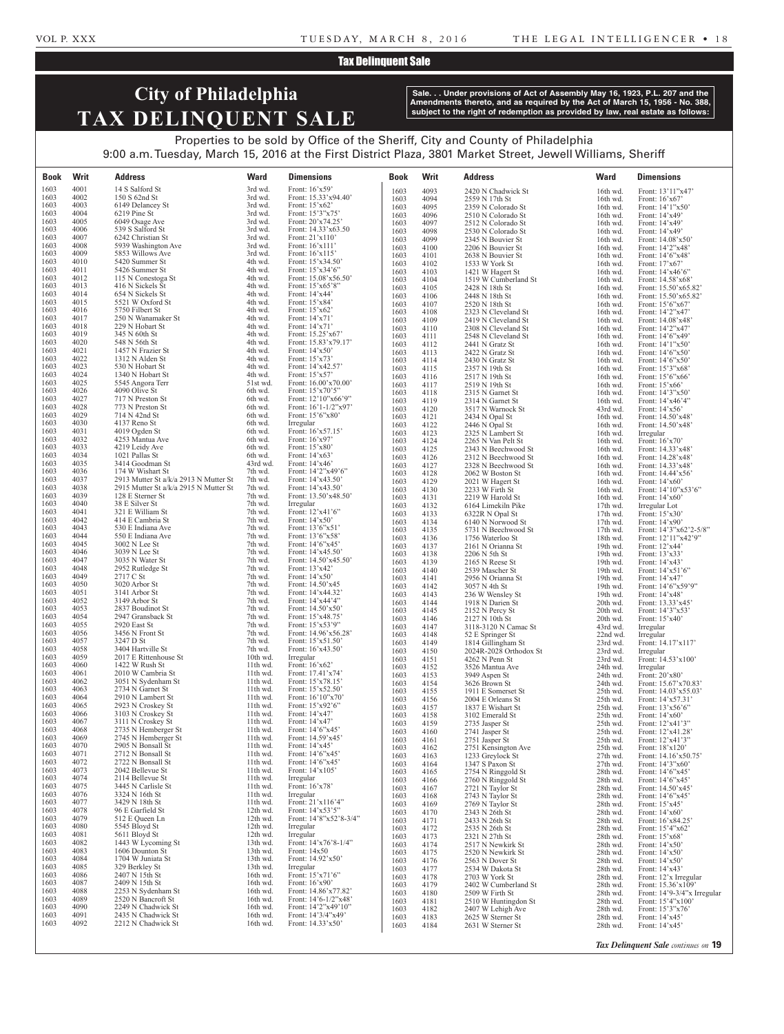## Tax Delinquent Sale

# City of Philadelphia
# TAX DELINQUENT SALE

**Sale. . . Under provisions of Act of Assembly May 16, 1923, P.L. 207 and the Amendments thereto, and as required by the Act of March 15, 1956 - No. 388, subject to the right of redemption as provided by law, real estate as follows:**

Properties to be sold by Office of the Sheriff, City and County of Philadelphia
9:00 a.m. Tuesday, March 15, 2016 at the First District Plaza, 3801 Market Street, Jewell Williams, Sheriff

| Book | Writ | Address | Ward | Dimensions |
|---|---|---|---|---|
| 1603 | 4001 | 14 S Salford St | 3rd wd. | Front: 16'x59' |
| 1603 | 4002 | 150 S 62nd St | 3rd wd. | Front: 15.33'x94.40' |
| 1603 | 4003 | 6149 Delancey St | 3rd wd. | Front: 15'x62' |
| 1603 | 4004 | 6219 Pine St | 3rd wd. | Front: 15'3"x75' |
| 1603 | 4005 | 6049 Osage Ave | 3rd wd. | Front: 20'x74.25' |
| 1603 | 4006 | 539 S Salford St | 3rd wd. | Front: 14.33'x63.50 |
| 1603 | 4007 | 6242 Christian St | 3rd wd. | Front: 21'x110' |
| 1603 | 4008 | 5939 Washington Ave | 3rd wd. | Front: 16'x111' |
| 1603 | 4009 | 5853 Willows Ave | 3rd wd. | Front: 16'x115' |
| 1603 | 4010 | 5420 Summer St | 4th wd. | Front: 15'x34.50' |
| 1603 | 4011 | 5426 Summer St | 4th wd. | Front: 15'x34'6" |
| 1603 | 4012 | 115 N Conestoga St | 4th wd. | Front: 15.08'x56.50' |
| 1603 | 4013 | 416 N Sickels St | 4th wd. | Front: 15'x65'8" |
| 1603 | 4014 | 654 N Sickels St | 4th wd. | Front: 14'x44' |
| 1603 | 4015 | 5521 W Oxford St | 4th wd. | Front: 15'x84' |
| 1603 | 4016 | 5750 Filbert St | 4th wd. | Front: 15'x62' |
| 1603 | 4017 | 250 N Wanamaker St | 4th wd. | Front: 14'x71' |
| 1603 | 4018 | 229 N Hobart St | 4th wd. | Front: 14'x71' |
| 1603 | 4019 | 345 N 60th St | 4th wd. | Front: 15.25'x67' |
| 1603 | 4020 | 548 N 56th St | 4th wd. | Front: 15.83'x79.17' |
| 1603 | 4021 | 1457 N Frazier St | 4th wd. | Front: 14'x50' |
| 1603 | 4022 | 1312 N Alden St | 4th wd. | Front: 15'x73' |
| 1603 | 4023 | 530 N Hobart St | 4th wd. | Front: 14'x42.57' |
| 1603 | 4024 | 1340 N Hobart St | 4th wd. | Front: 15'x57' |
| 1603 | 4025 | 5545 Angora Terr | 51st wd. | Front: 16.00'x70.00' |
| 1603 | 4026 | 4090 Olive St | 6th wd. | Front: 15'x70'5" |
| 1603 | 4027 | 717 N Preston St | 6th wd. | Front: 12'10"x66'9" |
| 1603 | 4028 | 773 N Preston St | 6th wd. | Front: 16'1-1/2"x97' |
| 1603 | 4029 | 714 N 42nd St | 6th wd. | Front: 15'6"x80' |
| 1603 | 4030 | 4137 Reno St | 6th wd. | Irregular |
| 1603 | 4031 | 4019 Ogden St | 6th wd. | Front: 16'x57.15' |
| 1603 | 4032 | 4253 Mantua Ave | 6th wd. | Front: 16'x97' |
| 1603 | 4033 | 4219 Leidy Ave | 6th wd. | Front: 15'x80' |
| 1603 | 4034 | 1021 Pallas St | 6th wd. | Front: 14'x63' |
| 1603 | 4035 | 3414 Goodman St | 43rd wd. | Front: 14'x46' |
| 1603 | 4036 | 174 W Wishart St | 7th wd. | Front: 14'2"x49'6" |
| 1603 | 4037 | 2913 Mutter St a/k/a 2913 N Mutter St | 7th wd. | Front: 14'x43.50' |
| 1603 | 4038 | 2915 Mutter St a/k/a 2915 N Mutter St | 7th wd. | Front: 14'x43.50' |
| 1603 | 4039 | 128 E Sterner St | 7th wd. | Front: 13.50'x48.50' |
| 1603 | 4040 | 38 E Silver St | 7th wd. | Irregular |
| 1603 | 4041 | 321 E William St | 7th wd. | Front: 12'x41'6" |
| 1603 | 4042 | 414 E Cambria St | 7th wd. | Front: 14'x50' |
| 1603 | 4043 | 530 E Indiana Ave | 7th wd. | Front: 13'6"x51' |
| 1603 | 4044 | 550 E Indiana Ave | 7th wd. | Front: 13'6"x58' |
| 1603 | 4045 | 3002 N Lee St | 7th wd. | Front: 14'6"x45' |
| 1603 | 4046 | 3039 N Lee St | 7th wd. | Front: 14'x45.50' |
| 1603 | 4047 | 3035 N Water St | 7th wd. | Front: 14.50'x45.50' |
| 1603 | 4048 | 2952 Rutledge St | 7th wd. | Front: 13'x42' |
| 1603 | 4049 | 2717 C St | 7th wd. | Front: 14'x50' |
| 1603 | 4050 | 3020 Arbor St | 7th wd. | Front: 14.50'x45 |
| 1603 | 4051 | 3141 Arbor St | 7th wd. | Front: 14'x44.32' |
| 1603 | 4052 | 3149 Arbor St | 7th wd. | Front: 14'x44'4" |
| 1603 | 4053 | 2837 Boudinot St | 7th wd. | Front: 14.50'x50' |
| 1603 | 4054 | 2947 Gransback St | 7th wd. | Front: 15'x48.75' |
| 1603 | 4055 | 2920 East St | 7th wd. | Front: 15'x53'9" |
| 1603 | 4056 | 3456 N Front St | 7th wd. | Front: 14.96'x56.28' |
| 1603 | 4057 | 3247 D St | 7th wd. | Front: 15'x51.50' |
| 1603 | 4058 | 3404 Hartville St | 7th wd. | Front: 16'x43.50' |
| 1603 | 4059 | 2017 E Rittenhouse St | 10th wd. | Irregular |
| 1603 | 4060 | 1422 W Rush St | 11th wd. | Front: 16'x62' |
| 1603 | 4061 | 2010 W Cambria St | 11th wd. | Front: 17.41'x74' |
| 1603 | 4062 | 3051 N Sydenham St | 11th wd. | Front: 15'x78.15' |
| 1603 | 4063 | 2734 N Garnet St | 11th wd. | Front: 15'x52.50' |
| 1603 | 4064 | 2910 N Lambert St | 11th wd. | Front: 16'10"x70' |
| 1603 | 4065 | 2923 N Croskey St | 11th wd. | Front: 15'x92'6" |
| 1603 | 4066 | 3103 N Croskey St | 11th wd. | Front: 14'x47' |
| 1603 | 4067 | 3111 N Croskey St | 11th wd. | Front: 14'x47' |
| 1603 | 4068 | 2735 N Hemberger St | 11th wd. | Front: 14'6"x45' |
| 1603 | 4069 | 2745 N Hemberger St | 11th wd. | Front: 14.59'x45' |
| 1603 | 4070 | 2905 N Bonsall St | 11th wd. | Front: 14'x45' |
| 1603 | 4071 | 2712 N Bonsall St | 11th wd. | Front: 14'6"x45' |
| 1603 | 4072 | 2722 N Bonsall St | 11th wd. | Front: 14'6"x45' |
| 1603 | 4073 | 2042 Bellevue St | 11th wd. | Front: 14'x105' |
| 1603 | 4074 | 2114 Bellevue St | 11th wd. | Irregular |
| 1603 | 4075 | 3445 N Carlisle St | 11th wd. | Front: 16'x78' |
| 1603 | 4076 | 3324 N 16th St | 11th wd. | Irregular |
| 1603 | 4077 | 3429 N 18th St | 11th wd. | Front: 21'x116'4" |
| 1603 | 4078 | 96 E Garfield St | 12th wd. | Front: 14'x53'5" |
| 1603 | 4079 | 512 E Queen Ln | 12th wd. | Front: 14'8"x52'8-3/4" |
| 1603 | 4080 | 5545 Bloyd St | 12th wd. | Irregular |
| 1603 | 4081 | 5611 Bloyd St | 12th wd. | Irregular |
| 1603 | 4082 | 1443 W Lycoming St | 13th wd. | Front: 14'x76'8-1/4" |
| 1603 | 4083 | 1606 Dounton St | 13th wd. | Front: 14x50 |
| 1603 | 4084 | 1704 W Juniata St | 13th wd. | Front: 14.92'x50' |
| 1603 | 4085 | 329 Berkley St | 13th wd. | Irregular |
| 1603 | 4086 | 2407 N 15th St | 16th wd. | Front: 15'x71'6" |
| 1603 | 4087 | 2409 N 15th St | 16th wd. | Front: 16'x90' |
| 1603 | 4088 | 2253 N Sydenham St | 16th wd. | Front: 14.86'x77.82' |
| 1603 | 4089 | 2520 N Bancroft St | 16th wd. | Front: 14'6-1/2"x48' |
| 1603 | 4090 | 2249 N Chadwick St | 16th wd. | Front: 14'2"x49'10" |
| 1603 | 4091 | 2435 N Chadwick St | 16th wd. | Front: 14'3/4"x49' |
| 1603 | 4092 | 2212 N Chadwick St | 16th wd. | Front: 14.33'x50' |
| 1603 | 4093 | 2420 N Chadwick St | 16th wd. | Front: 13'11"x47' |
| 1603 | 4094 | 2559 N 17th St | 16th wd. | Front: 16'x67' |
| 1603 | 4095 | 2359 N Colorado St | 16th wd. | Front: 14'1"x50' |
| 1603 | 4096 | 2510 N Colorado St | 16th wd. | Front: 14'x49' |
| 1603 | 4097 | 2512 N Colorado St | 16th wd. | Front: 14'x49' |
| 1603 | 4098 | 2530 N Colorado St | 16th wd. | Front: 14'x49' |
| 1603 | 4099 | 2345 N Bouvier St | 16th wd. | Front: 14.08'x50' |
| 1603 | 4100 | 2206 N Bouvier St | 16th wd. | Front: 14'2"x48' |
| 1603 | 4101 | 2638 N Bouvier St | 16th wd. | Front: 14'6"x48' |
| 1603 | 4102 | 1533 W York St | 16th wd. | Front: 17'x67' |
| 1603 | 4103 | 1421 W Hagert St | 16th wd. | Front: 14'x46'6" |
| 1603 | 4104 | 1519 W Cumberland St | 16th wd. | Front: 14.58'x68' |
| 1603 | 4105 | 2428 N 18th St | 16th wd. | Front: 15.50'x65.82' |
| 1603 | 4106 | 2448 N 18th St | 16th wd. | Front: 15.50'x65.82' |
| 1603 | 4107 | 2520 N 18th St | 16th wd. | Front: 15'6"x67' |
| 1603 | 4108 | 2323 N Cleveland St | 16th wd. | Front: 14'2"x47' |
| 1603 | 4109 | 2419 N Cleveland St | 16th wd. | Front: 14.08'x48' |
| 1603 | 4110 | 2308 N Cleveland St | 16th wd. | Front: 14'2"x47' |
| 1603 | 4111 | 2548 N Cleveland St | 16th wd. | Front: 14'6"x49' |
| 1603 | 4112 | 2441 N Gratz St | 16th wd. | Front: 14'1"x50' |
| 1603 | 4113 | 2422 N Gratz St | 16th wd. | Front: 14'6"x50' |
| 1603 | 4114 | 2430 N Gratz St | 16th wd. | Front: 14'6"x50' |
| 1603 | 4115 | 2357 N 19th St | 16th wd. | Front: 15'3"x68' |
| 1603 | 4116 | 2517 N 19th St | 16th wd. | Front: 15'6"x66' |
| 1603 | 4117 | 2519 N 19th St | 16th wd. | Front: 15'x66' |
| 1603 | 4118 | 2315 N Garnet St | 16th wd. | Front: 14'3"x50' |
| 1603 | 4119 | 2314 N Garnet St | 16th wd. | Front: 14'x46'4" |
| 1603 | 4120 | 3517 N Warnock St | 43rd wd. | Front: 14'x56' |
| 1603 | 4121 | 2434 N Opal St | 16th wd. | Front: 14.50'x48' |
| 1603 | 4122 | 2446 N Opal St | 16th wd. | Front: 14.50'x48' |
| 1603 | 4123 | 2325 N Lambert St | 16th wd. | Irregular |
| 1603 | 4124 | 2265 N Van Pelt St | 16th wd. | Front: 16'x70' |
| 1603 | 4125 | 2343 N Beechwood St | 16th wd. | Front: 14.33'x48' |
| 1603 | 4126 | 2312 N Beechwood St | 16th wd. | Front: 14.28'x48' |
| 1603 | 4127 | 2328 N Beechwood St | 16th wd. | Front: 14.33'x48' |
| 1603 | 4128 | 2062 W Boston St | 16th wd. | Front: 14.44'x56' |
| 1603 | 4129 | 2021 W Hagert St | 16th wd. | Front: 14'x60' |
| 1603 | 4130 | 2233 W Firth St | 16th wd. | Front: 14'10"x53'6" |
| 1603 | 4131 | 2219 W Harold St | 16th wd. | Front: 14'x60' |
| 1603 | 4132 | 6164 Limekiln Pike | 17th wd. | Irregular Lot |
| 1603 | 4133 | 6322R N Opal St | 17th wd. | Front: 15'x30' |
| 1603 | 4134 | 6140 N Norwood St | 17th wd. | Front: 14'x90' |
| 1603 | 4135 | 5731 N Beechwood St | 17th wd. | Front: 14'3"x62'2-5/8" |
| 1603 | 4136 | 1756 Waterloo St | 18th wd. | Front: 12'11"x42'9" |
| 1603 | 4137 | 2161 N Orianna St | 19th wd. | Front: 12'x44' |
| 1603 | 4138 | 2206 N 5th St | 19th wd. | Front: 13'x33' |
| 1603 | 4139 | 2165 N Reese St | 19th wd. | Front: 14'x43' |
| 1603 | 4140 | 2539 Mascher St | 19th wd. | Front: 14'x51'6" |
| 1603 | 4141 | 2956 N Orianna St | 19th wd. | Front: 14'x47' |
| 1603 | 4142 | 3057 N 4th St | 19th wd. | Front: 14'6"x59'9" |
| 1603 | 4143 | 236 W Wensley St | 19th wd. | Front: 14'x48' |
| 1603 | 4144 | 1918 N Darien St | 20th wd. | Front: 13.33'x45' |
| 1603 | 4145 | 2152 N Percy St | 20th wd. | Front: 14'3"x53' |
| 1603 | 4146 | 2127 N 10th St | 20th wd. | Front: 15'x40' |
| 1603 | 4147 | 3118-3120 N Camac St | 43rd wd. | Irregular |
| 1603 | 4148 | 52 E Springer St | 22nd wd. | Irregular |
| 1603 | 4149 | 1814 Gillingham St | 23rd wd. | Front: 14.17'x117' |
| 1603 | 4150 | 2024R-2028 Orthodox St | 23rd wd. | Irregular |
| 1603 | 4151 | 4262 N Penn St | 23rd wd. | Front: 14.53'x100' |
| 1603 | 4152 | 3526 Mantua Ave | 24th wd. | Irregular |
| 1603 | 4153 | 3949 Aspen St | 24th wd. | Front: 20'x80' |
| 1603 | 4154 | 3626 Brown St | 24th wd. | Front: 15.67'x70.83' |
| 1603 | 4155 | 1911 E Somerset St | 25th wd. | Front: 14.03'x55.03' |
| 1603 | 4156 | 2004 E Orleans St | 25th wd. | Front: 14'x57.31' |
| 1603 | 4157 | 1837 E Wishart St | 25th wd. | Front: 13'x56'6" |
| 1603 | 4158 | 3102 Emerald St | 25th wd. | Front: 14'x60' |
| 1603 | 4159 | 2735 Jasper St | 25th wd. | Front: 12'x41'3" |
| 1603 | 4160 | 2741 Jasper St | 25th wd. | Front: 12'x41.28' |
| 1603 | 4161 | 2751 Jasper St | 25th wd. | Front: 12'x41'3" |
| 1603 | 4162 | 2751 Kensington Ave | 25th wd. | Front: 18'x120' |
| 1603 | 4163 | 1233 Greylock St | 27th wd. | Front: 14.16'x50.75' |
| 1603 | 4164 | 1347 S Paxon St | 27th wd. | Front: 14'3"x60' |
| 1603 | 4165 | 2754 N Ringgold St | 28th wd. | Front: 14'6"x45' |
| 1603 | 4166 | 2760 N Ringgold St | 28th wd. | Front: 14'6"x45' |
| 1603 | 4167 | 2721 N Taylor St | 28th wd. | Front: 14.50'x45' |
| 1603 | 4168 | 2743 N Taylor St | 28th wd. | Front: 14'6"x45' |
| 1603 | 4169 | 2769 N Taylor St | 28th wd. | Front: 15'x45' |
| 1603 | 4170 | 2343 N 26th St | 28th wd. | Front: 14'x60' |
| 1603 | 4171 | 2433 N 26th St | 28th wd. | Front: 16'x84.25' |
| 1603 | 4172 | 2535 N 26th St | 28th wd. | Front: 15'4"x62' |
| 1603 | 4173 | 2321 N 27th St | 28th wd. | Front: 15'x68' |
| 1603 | 4174 | 2517 N Newkirk St | 28th wd. | Front: 14'x50' |
| 1603 | 4175 | 2520 N Newkirk St | 28th wd. | Front: 14'x50' |
| 1603 | 4176 | 2563 N Dover St | 28th wd. | Front: 14'x50' |
| 1603 | 4177 | 2534 W Dakota St | 28th wd. | Front: 14'x43' |
| 1603 | 4178 | 2703 W York St | 28th wd. | Front: 12'x Irregular |
| 1603 | 4179 | 2402 W Cumberland St | 28th wd. | Front: 15.36'x109' |
| 1603 | 4180 | 2509 W Firth St | 28th wd. | Front: 14'9-3/4"x Irregular |
| 1603 | 4181 | 2510 W Huntingdon St | 28th wd. | Front: 15'4"x100' |
| 1603 | 4182 | 2407 W Lehigh Ave | 28th wd. | Front: 15'3"x76' |
| 1603 | 4183 | 2625 W Sterner St | 28th wd. | Front: 14'x45' |
| 1603 | 4184 | 2631 W Sterner St | 28th wd. | Front: 14'x45' |

*Tax Delinquent Sale continues on* **19**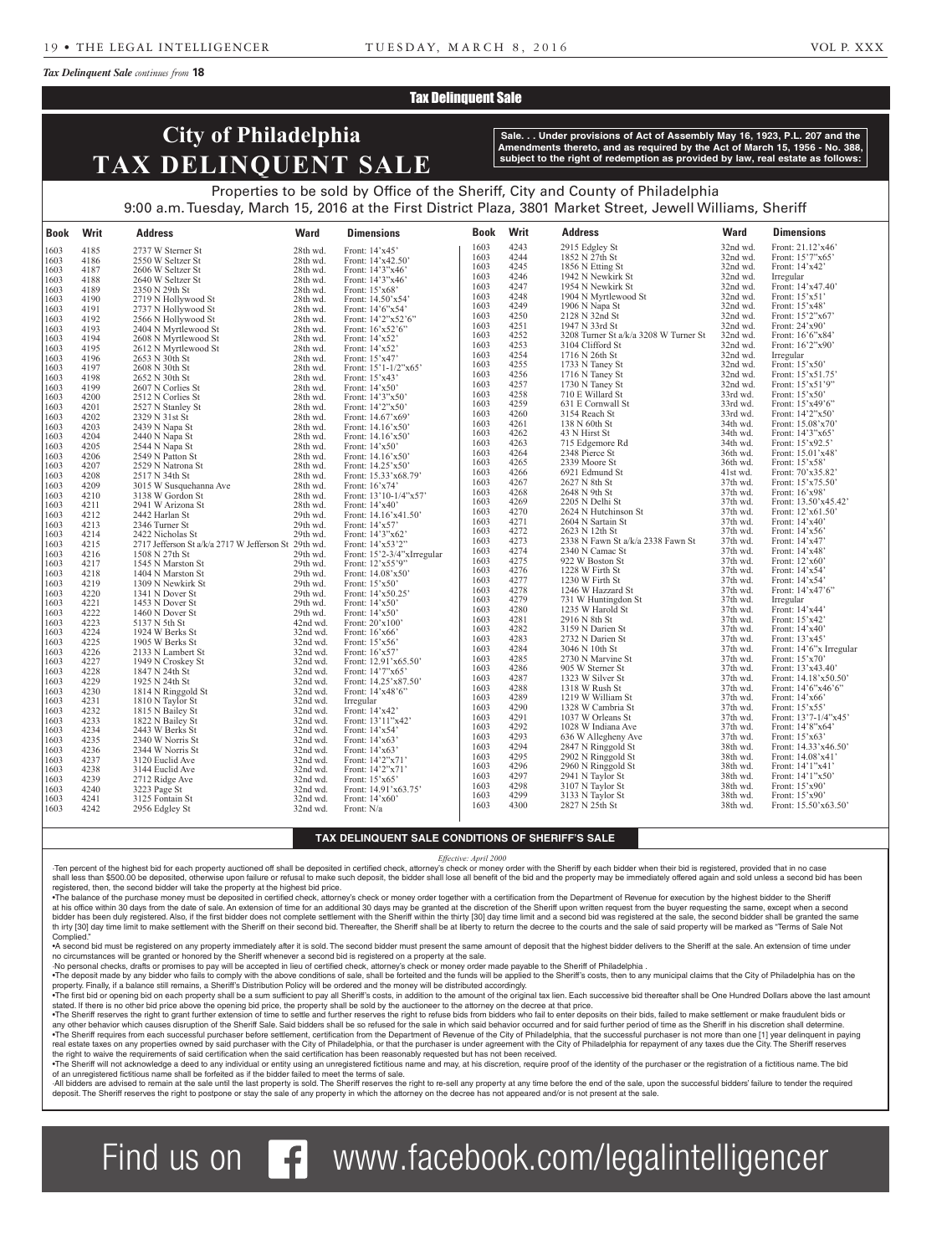*Tax Delinquent Sale continues from* **18**

Tax Delinquent Sale

# City of Philadelphia TAX DELINQUENT SALE

**Sale. . . Under provisions of Act of Assembly May 16, 1923, P.L. 207 and the Amendments thereto, and as required by the Act of March 15, 1956 - No. 388, subject to the right of redemption as provided by law, real estate as follows:**

Properties to be sold by Office of the Sheriff, City and County of Philadelphia
9:00 a.m. Tuesday, March 15, 2016 at the First District Plaza, 3801 Market Street, Jewell Williams, Sheriff

| Book | Writ | Address | Ward | Dimensions |
|---|---|---|---|---|
| 1603 | 4185 | 2737 W Sterner St | 28th wd. | Front: 14'x45' |
| 1603 | 4186 | 2550 W Seltzer St | 28th wd. | Front: 14'x42.50' |
| 1603 | 4187 | 2606 W Seltzer St | 28th wd. | Front: 14'3"x46' |
| 1603 | 4188 | 2640 W Seltzer St | 28th wd. | Front: 14'3"x46' |
| 1603 | 4189 | 2350 N 29th St | 28th wd. | Front: 15'x68' |
| 1603 | 4190 | 2719 N Hollywood St | 28th wd. | Front: 14.50'x54' |
| 1603 | 4191 | 2737 N Hollywood St | 28th wd. | Front: 14'6"x54' |
| 1603 | 4192 | 2566 N Hollywood St | 28th wd. | Front: 14'2"x52'6" |
| 1603 | 4193 | 2404 N Myrtlewood St | 28th wd. | Front: 16'x52'6" |
| 1603 | 4194 | 2608 N Myrtlewood St | 28th wd. | Front: 14'x52' |
| 1603 | 4195 | 2612 N Myrtlewood St | 28th wd. | Front: 14'x52' |
| 1603 | 4196 | 2653 N 30th St | 28th wd. | Front: 15'x47' |
| 1603 | 4197 | 2608 N 30th St | 28th wd. | Front: 15'1-1/2"x65' |
| 1603 | 4198 | 2652 N 30th St | 28th wd. | Front: 15'x43' |
| 1603 | 4199 | 2607 N Corlies St | 28th wd. | Front: 14'x50' |
| 1603 | 4200 | 2512 N Corlies St | 28th wd. | Front: 14'3"x50' |
| 1603 | 4201 | 2527 N Stanley St | 28th wd. | Front: 14'2"x50' |
| 1603 | 4202 | 2329 N 31st St | 28th wd. | Front: 14.67'x69' |
| 1603 | 4203 | 2439 N Napa St | 28th wd. | Front: 14.16'x50' |
| 1603 | 4204 | 2440 N Napa St | 28th wd. | Front: 14.16'x50' |
| 1603 | 4205 | 2544 N Napa St | 28th wd. | Front: 14'x50' |
| 1603 | 4206 | 2549 N Patton St | 28th wd. | Front: 14.16'x50' |
| 1603 | 4207 | 2529 N Natrona St | 28th wd. | Front: 14.25'x50' |
| 1603 | 4208 | 2517 N 34th St | 28th wd. | Front: 15.33'x68.79' |
| 1603 | 4209 | 3015 W Susquehanna Ave | 28th wd. | Front: 16'x74' |
| 1603 | 4210 | 3138 W Gordon St | 28th wd. | Front: 13'10-1/4"x57' |
| 1603 | 4211 | 2941 W Arizona St | 28th wd. | Front: 14'x40' |
| 1603 | 4212 | 2442 Harlan St | 29th wd. | Front: 14.16'x41.50' |
| 1603 | 4213 | 2346 Turner St | 29th wd. | Front: 14'x57' |
| 1603 | 4214 | 2422 Nicholas St | 29th wd. | Front: 14'3"x62' |
| 1603 | 4215 | 2717 Jefferson St a/k/a 2717 W Jefferson St | 29th wd. | Front: 14'x53'2" |
| 1603 | 4216 | 1508 N 27th St | 29th wd. | Front: 15'2-3/4"xIrregular |
| 1603 | 4217 | 1545 N Marston St | 29th wd. | Front: 12'x55'9" |
| 1603 | 4218 | 1404 N Marston St | 29th wd. | Front: 14.08'x50' |
| 1603 | 4219 | 1309 N Newkirk St | 29th wd. | Front: 15'x50' |
| 1603 | 4220 | 1341 N Dover St | 29th wd. | Front: 14'x50.25' |
| 1603 | 4221 | 1453 N Dover St | 29th wd. | Front: 14'x50' |
| 1603 | 4222 | 1460 N Dover St | 29th wd. | Front: 14'x50' |
| 1603 | 4223 | 5137 N 5th St | 42nd wd. | Front: 20'x100' |
| 1603 | 4224 | 1924 W Berks St | 32nd wd. | Front: 16'x66' |
| 1603 | 4225 | 1905 W Berks St | 32nd wd. | Front: 15'x56' |
| 1603 | 4226 | 2133 N Lambert St | 32nd wd. | Front: 16'x57' |
| 1603 | 4227 | 1949 N Croskey St | 32nd wd. | Front: 12.91'x65.50' |
| 1603 | 4228 | 1847 N 24th St | 32nd wd. | Front: 14'7"x65' |
| 1603 | 4229 | 1925 N 24th St | 32nd wd. | Front: 14.25'x87.50' |
| 1603 | 4230 | 1814 N Ringgold St | 32nd wd. | Front: 14'x48'6" |
| 1603 | 4231 | 1810 N Taylor St | 32nd wd. | Irregular |
| 1603 | 4232 | 1815 N Bailey St | 32nd wd. | Front: 14'x42' |
| 1603 | 4233 | 1822 N Bailey St | 32nd wd. | Front: 13'11"x42' |
| 1603 | 4234 | 2443 W Berks St | 32nd wd. | Front: 14'x54' |
| 1603 | 4235 | 2340 W Norris St | 32nd wd. | Front: 14'x63' |
| 1603 | 4236 | 2344 W Norris St | 32nd wd. | Front: 14'x63' |
| 1603 | 4237 | 3120 Euclid Ave | 32nd wd. | Front: 14'2"x71' |
| 1603 | 4238 | 3144 Euclid Ave | 32nd wd. | Front: 14'2"x71' |
| 1603 | 4239 | 2712 Ridge Ave | 32nd wd. | Front: 15'x65' |
| 1603 | 4240 | 3223 Page St | 32nd wd. | Front: 14.91'x63.75' |
| 1603 | 4241 | 3125 Fontain St | 32nd wd. | Front: 14'x60' |
| 1603 | 4242 | 2956 Edgley St | 32nd wd. | Front: N/a |
| 1603 | 4243 | 2915 Edgley St | 32nd wd. | Front: 21.12'x46' |
| 1603 | 4244 | 1852 N 27th St | 32nd wd. | Front: 15'7"x65' |
| 1603 | 4245 | 1856 N Etting St | 32nd wd. | Front: 14'x42' |
| 1603 | 4246 | 1942 N Newkirk St | 32nd wd. | Irregular |
| 1603 | 4247 | 1954 N Newkirk St | 32nd wd. | Front: 14'x47.40' |
| 1603 | 4248 | 1904 N Myrtlewood St | 32nd wd. | Front: 15'x51' |
| 1603 | 4249 | 1906 N Napa St | 32nd wd. | Front: 15'x48' |
| 1603 | 4250 | 2128 N 32nd St | 32nd wd. | Front: 15'2"x67' |
| 1603 | 4251 | 1947 N 33rd St | 32nd wd. | Front: 24'x90' |
| 1603 | 4252 | 3208 Turner St a/k/a 3208 W Turner St | 32nd wd. | Front: 16'6"x84' |
| 1603 | 4253 | 3104 Clifford St | 32nd wd. | Front: 16'2"x90' |
| 1603 | 4254 | 1716 N 26th St | 32nd wd. | Irregular |
| 1603 | 4255 | 1733 N Taney St | 32nd wd. | Front: 15'x50' |
| 1603 | 4256 | 1716 N Taney St | 32nd wd. | Front: 15'x51.75' |
| 1603 | 4257 | 1730 N Taney St | 32nd wd. | Front: 15'x51'9" |
| 1603 | 4258 | 710 E Willard St | 33rd wd. | Front: 15'x50' |
| 1603 | 4259 | 631 E Cornwall St | 33rd wd. | Front: 15'x49'6" |
| 1603 | 4260 | 3154 Reach St | 33rd wd. | Front: 14'2"x50' |
| 1603 | 4261 | 138 N 60th St | 34th wd. | Front: 15.08'x70' |
| 1603 | 4262 | 43 N Hirst St | 34th wd. | Front: 14'3"x65' |
| 1603 | 4263 | 715 Edgemore Rd | 34th wd. | Front: 15'x92.5' |
| 1603 | 4264 | 2348 Pierce St | 36th wd. | Front: 15.01'x48' |
| 1603 | 4265 | 2339 Moore St | 36th wd. | Front: 15'x58' |
| 1603 | 4266 | 6921 Edmund St | 41st wd. | Front: 70'x35.82' |
| 1603 | 4267 | 2627 N 8th St | 37th wd. | Front: 15'x75.50' |
| 1603 | 4268 | 2648 N 9th St | 37th wd. | Front: 16'x98' |
| 1603 | 4269 | 2205 N Delhi St | 37th wd. | Front: 13.50'x45.42' |
| 1603 | 4270 | 2624 N Hutchinson St | 37th wd. | Front: 12'x61.50' |
| 1603 | 4271 | 2604 N Sartain St | 37th wd. | Front: 14'x40' |
| 1603 | 4272 | 2623 N 12th St | 37th wd. | Front: 14'x56' |
| 1603 | 4273 | 2338 N Fawn St a/k/a 2338 Fawn St | 37th wd. | Front: 14'x47' |
| 1603 | 4274 | 2340 N Camac St | 37th wd. | Front: 14'x48' |
| 1603 | 4275 | 922 W Boston St | 37th wd. | Front: 12'x60' |
| 1603 | 4276 | 1228 W Firth St | 37th wd. | Front: 14'x54' |
| 1603 | 4277 | 1230 W Firth St | 37th wd. | Front: 14'x54' |
| 1603 | 4278 | 1246 W Hazzard St | 37th wd. | Front: 14'x47'6" |
| 1603 | 4279 | 731 W Huntingdon St | 37th wd. | Irregular |
| 1603 | 4280 | 1235 W Harold St | 37th wd. | Front: 14'x44' |
| 1603 | 4281 | 2916 N 8th St | 37th wd. | Front: 15'x42' |
| 1603 | 4282 | 3159 N Darien St | 37th wd. | Front: 14'x40' |
| 1603 | 4283 | 2732 N Darien St | 37th wd. | Front: 13'x45' |
| 1603 | 4284 | 3046 N 10th St | 37th wd. | Front: 14'6"x Irregular |
| 1603 | 4285 | 2730 N Marvine St | 37th wd. | Front: 15'x70' |
| 1603 | 4286 | 905 W Sterner St | 37th wd. | Front: 13'x43.40' |
| 1603 | 4287 | 1323 W Silver St | 37th wd. | Front: 14.18'x50.50' |
| 1603 | 4288 | 1318 W Rush St | 37th wd. | Front: 14'6"x46'6" |
| 1603 | 4289 | 1219 W William St | 37th wd. | Front: 14'x66' |
| 1603 | 4290 | 1328 W Cambria St | 37th wd. | Front: 15'x55' |
| 1603 | 4291 | 1037 W Orleans St | 37th wd. | Front: 13'7-1/4"x45' |
| 1603 | 4292 | 1028 W Indiana Ave | 37th wd. | Front: 14'8"x64' |
| 1603 | 4293 | 636 W Allegheny Ave | 37th wd. | Front: 15'x63' |
| 1603 | 4294 | 2847 N Ringgold St | 38th wd. | Front: 14.33'x46.50' |
| 1603 | 4295 | 2902 N Ringgold St | 38th wd. | Front: 14.08'x41' |
| 1603 | 4296 | 2960 N Ringgold St | 38th wd. | Front: 14'1"x41' |
| 1603 | 4297 | 2941 N Taylor St | 38th wd. | Front: 14'1"x50' |
| 1603 | 4298 | 3107 N Taylor St | 38th wd. | Front: 15'x90' |
| 1603 | 4299 | 3133 N Taylor St | 38th wd. | Front: 15'x90' |
| 1603 | 4300 | 2827 N 25th St | 38th wd. | Front: 15.50'x63.50' |

## TAX DELINQUENT SALE CONDITIONS OF SHERIFF'S SALE

*Effective: April 2000*

·Ten percent of the highest bid for each property auctioned off shall be deposited in certified check, attorney's check or money order with the Sheriff by each bidder when their bid is registered, provided that in no case shall less than $500.00 be deposited, otherwise upon failure or refusal to make such deposit, the bidder shall lose all benefit of the bid and the property may be immediately offered again and sold unless a second bid has been registered, then, the second bidder will take the property at the highest bid price.

•The balance of the purchase money must be deposited in certified check, attorney's check or money order together with a certification from the Department of Revenue for execution by the highest bidder to the Sheriff at his office within 30 days from the date of sale. An extension of time for an additional 30 days may be granted at the discretion of the Sheriff upon written request from the buyer requesting the same, except when a second bidder has been duly registered. Also, if the first bidder does not complete settlement with the Sheriff within the thirty [30] day time limit and a second bid was registered at the sale, the second bidder shall be granted the same th irty [30] day time limit to make settlement with the Sheriff on their second bid. Thereafter, the Sheriff shall be at liberty to return the decree to the courts and the sale of said property will be marked as "Terms of Sale Not Complied."

•A second bid must be registered on any property immediately after it is sold. The second bidder must present the same amount of deposit that the highest bidder delivers to the Sheriff at the sale. An extension of time under no circumstances will be granted or honored by the Sheriff whenever a second bid is registered on a property at the sale.

·No personal checks, drafts or promises to pay will be accepted in lieu of certified check, attorney's check or money order made payable to the Sheriff of Philadelphia .

•The deposit made by any bidder who fails to comply with the above conditions of sale, shall be forteited and the funds will be applied to the Sheriff's costs, then to any municipal claims that the City of Philadelphia has on the property. Finally, if a balance still remains, a Sheriff's Distribution Policy will be ordered and the money will be distributed accordingly.

•The first bid or opening bid on each property shall be a sum sufficient to pay all Sheriff's costs, in addition to the amount of the original tax lien. Each successive bid thereafter shall be One Hundred Dollars above the last amount stated. If there is no other bid price above the opening bid price, the property shall be sold by the auctioneer to the attorney on the decree at that price.

•The Sheriff reserves the right to grant further extension of time to settle and further reserves the right to refuse bids from bidders who fail to enter deposits on their bids, failed to make settlement or make fraudulent bids or any other behavior which causes disruption of the Sheriff Sale. Said bidders shall be so refused for the sale in which said behavior occurred and for said further period of time as the Sheriff in his discretion shall determine.

•The Sheriff requires from each successful purchaser before settlement, certification from the Department of Revenue of the City of Philadelphia, that the successful purchaser is not more than one [1] year delinquent in paying real estate taxes on any properties owned by said purchaser with the City of Philadelphia, or that the purchaser is under agreement with the City of Philadelphia for repayment of any taxes due the City. The Sheriff reserves the right to waive the requirements of said certification when the said certification has been reasonably requested but has not been received.

•The Sheriff will not acknowledge a deed to any individual or entity using an unregistered fictitious name and may, at his discretion, require proof of the identity of the purchaser or the registration of a fictitious name. The bid of an unregistered fictitious name shall be forfeited as if the bidder failed to meet the terms of sale.

·All bidders are advised to remain at the sale until the last property is sold. The Sheriff reserves the right to re-sell any property at any time before the end of the sale, upon the successful bidders' failure to tender the required deposit. The Sheriff reserves the right to postpone or stay the sale of any property in which the attorney on the decree has not appeared and/or is not present at the sale.

Find us on www.facebook.com/legalintelligencer